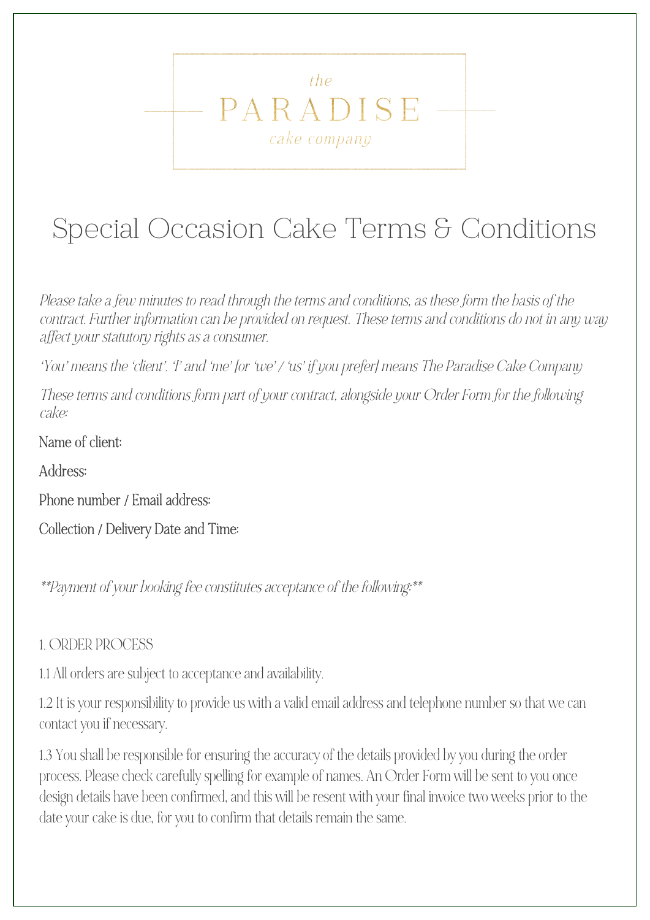the

PARADISE

cake company

# Special Occasion Cake Terms & Conditions

*Please take a few minutes to read through the terms and conditions, as these form the basis of the contract. Further information can be provided on request. These terms and conditions do not in any way affect your statutory rights as a consumer.*

*'You' means the 'client'. 'I' and 'me' [or 'we' / 'us' if you prefer] means The Paradise Cake Company*

*These terms and conditions form part of your contract, alongside your Order Form for the following cake:*

Name of client:

Address:

Phone number / Email address:

Collection / Delivery Date and Time:

*\*\*Payment of your booking fee constitutes acceptance of the following:\*\**

## 1. ORDER PROCESS

1.1 All orders are subject to acceptance and availability.

1.2 It is your responsibility to provide us with a valid email address and telephone number so that we can contact you if necessary.

1.3 You shall be responsible for ensuring the accuracy of the details provided by you during the order process. Please check carefully spelling for example of names. An Order Form will be sent to you once design details have been confirmed, and this will be resent with your final invoice two weeks prior to the date your cake is due, for you to confirm that details remain the same.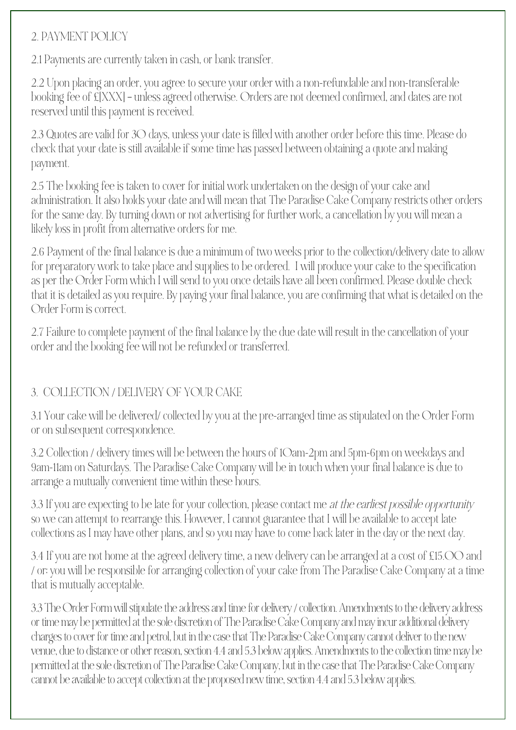## 2. PAYMENT POLICY

2.1 Payments are currently taken in cash, or bank transfer.

2.2 Upon placing an order, you agree to secure your order with a non-refundable and non-transferable booking fee of £[XXX] – unless agreed otherwise. Orders are not deemed confirmed, and dates are not reserved until this payment is received.

2.3 Quotes are valid for 30 days, unless your date is filled with another order before this time. Please do check that your date is still available if some time has passed between obtaining a quote and making payment.

2.5 The booking fee is taken to cover for initial work undertaken on the design of your cake and administration. It also holds your date and will mean that The Paradise Cake Company restricts other orders for the same day. By turning down or not advertising for further work, a cancellation by you will mean a likely loss in profit from alternative orders for me.

2.6 Payment of the final balance is due a minimum of two weeks prior to the collection/delivery date to allow for preparatory work to take place and supplies to be ordered. I will produce your cake to the specification as per the Order Form which I will send to you once details have all been confirmed. Please double check that it is detailed as you require. By paying your final balance, you are confirming that what is detailed on the Order Form is correct.

2.7 Failure to complete payment of the final balance by the due date will result in the cancellation of your order and the booking fee will not be refunded or transferred.

## 3. COLLECTION / DELIVERY OF YOUR CAKE

3.1 Your cake will be delivered/ collected by you at the pre-arranged time as stipulated on the Order Form or on subsequent correspondence.

3.2 Collection / delivery times will be between the hours of 10am-2pm and 5pm-6pm on weekdays and 9am-11am on Saturdays. The Paradise Cake Company will be in touch when your final balance is due to arrange a mutually convenient time within these hours.

3.3 If you are expecting to be late for your collection, please contact me *at the earliest possible opportunity* so we can attempt to rearrange this. However, I cannot guarantee that I will be available to accept late collections as I may have other plans, and so you may have to come back later in the day or the next day.

3.4 If you are not home at the agreed delivery time, a new delivery can be arranged at a cost of £15.00 and / or: you will be responsible for arranging collection of your cake from The Paradise Cake Company at a time that is mutually acceptable.

3.3 The Order Form will stipulate the address and time for delivery / collection. Amendments to the delivery address or time may be permitted at the sole discretion of The Paradise Cake Company and may incur additional delivery charges to cover for time and petrol, but in the case that The Paradise Cake Company cannot deliver to the new venue, due to distance or other reason, section 4.4 and 5.3 below applies. Amendments to the collection time may be permitted at the sole discretion of The Paradise Cake Company, but in the case that The Paradise Cake Company cannot be available to accept collection at the proposed new time, section 4.4 and 5.3 below applies.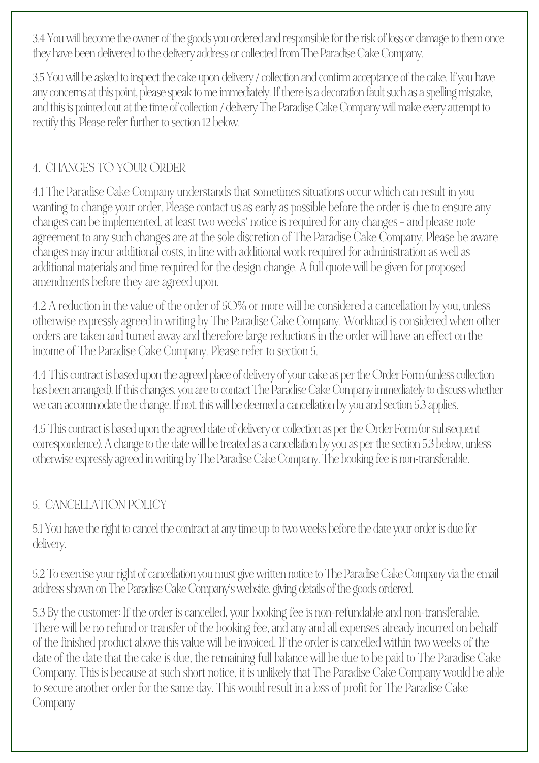3.4 You will become the owner of the goods you ordered and responsible for the risk of loss or damage to them once they have been delivered to the delivery address or collected from The Paradise Cake Company.

3.5 You will be asked to inspect the cake upon delivery / collection and confirm acceptance of the cake. If you have any concerns at this point, please speak to me immediately. If there is a decoration fault such as a spelling mistake, and this is pointed out at the time of collection / delivery The Paradise Cake Company will make every attempt to rectify this. Please refer further to section 12 below.

## 4. CHANGES TO YOUR ORDER

4.1 The Paradise Cake Company understands that sometimes situations occur which can result in you wanting to change your order. Please contact us as early as possible before the order is due to ensure any changes can be implemented, at least two weeks' notice is required for any changes – and please note agreement to any such changes are at the sole discretion of The Paradise Cake Company. Please be aware changes may incur additional costs, in line with additional work required for administration as well as additional materials and time required for the design change. A full quote will be given for proposed amendments before they are agreed upon.

4.2 A reduction in the value of the order of 50% or more will be considered a cancellation by you, unless otherwise expressly agreed in writing by The Paradise Cake Company. Workload is considered when other orders are taken and turned away and therefore large reductions in the order will have an effect on the income of The Paradise Cake Company. Please refer to section 5.

4.4 This contract is based upon the agreed place of delivery of your cake as per the Order Form (unless collection has been arranged). If this changes, you are to contact The Paradise Cake Company immediately to discuss whether we can accommodate the change. If not, this will be deemed a cancellation by you and section 5.3 applies.

4.5 This contract is based upon the agreed date of delivery or collection as per the Order Form (or subsequent correspondence). A change to the date will be treated as a cancellation by you as per the section 5.3 below, unless otherwise expressly agreed in writing by The Paradise Cake Company. The booking fee is non-transferable.

## 5. CANCELLATION POLICY

5.1 You have the right to cancel the contract at any time up to two weeks before the date your order is due for delivery.

5.2 To exercise your right of cancellation you must give written notice to The Paradise Cake Company via the email address shown on The Paradise Cake Company's website, giving details of the goods ordered.

5.3 By the customer: If the order is cancelled, your booking fee is non-refundable and non-transferable. There will be no refund or transfer of the booking fee, and any and all expenses already incurred on behalf of the finished product above this value will be invoiced. If the order is cancelled within two weeks of the date of the date that the cake is due, the remaining full balance will be due to be paid to The Paradise Cake Company. This is because at such short notice, it is unlikely that The Paradise Cake Company would be able to secure another order for the same day. This would result in a loss of profit for The Paradise Cake Company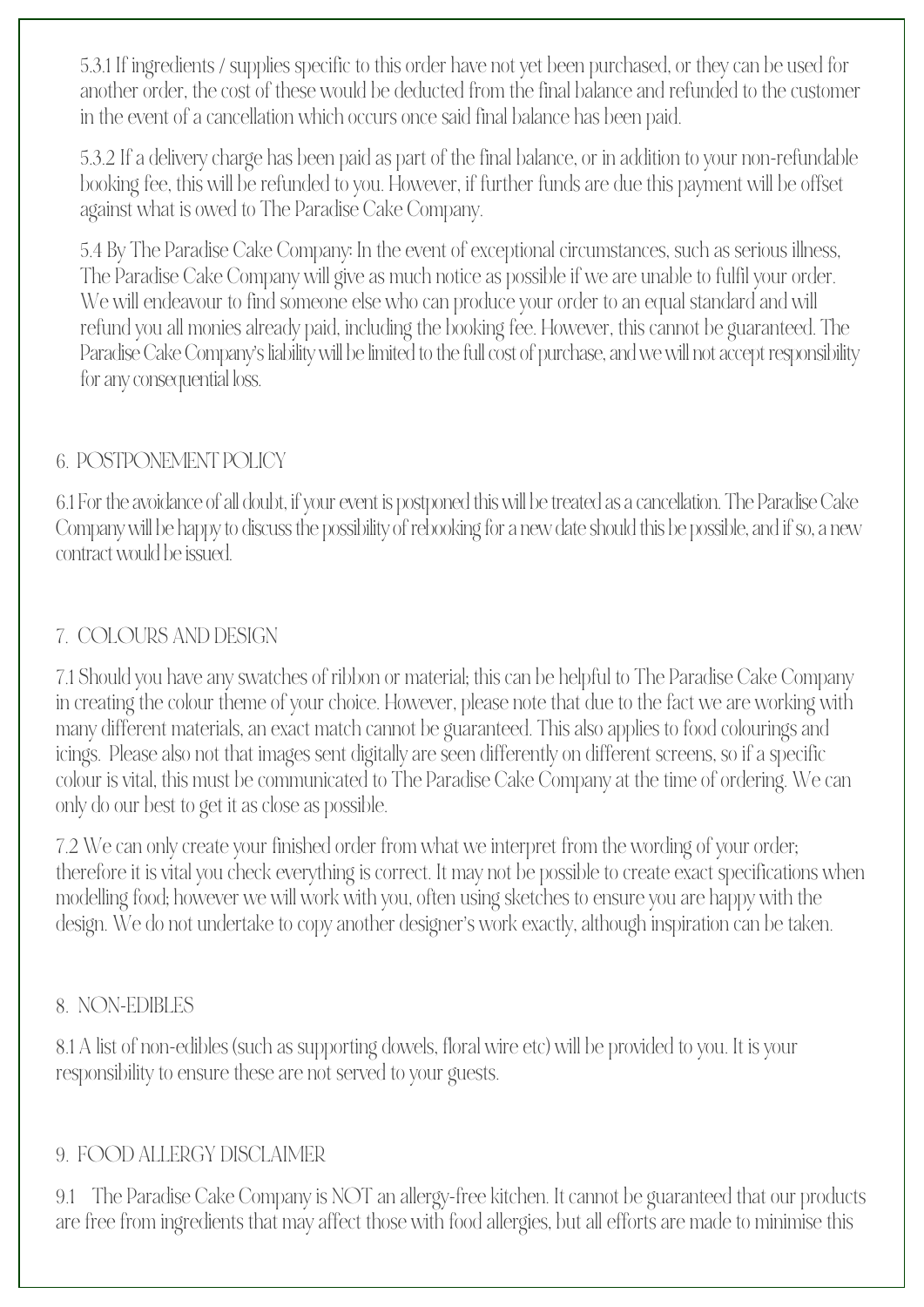5.3.1 If ingredients / supplies specific to this order have not yet been purchased, or they can be used for another order, the cost of these would be deducted from the final balance and refunded to the customer in the event of a cancellation which occurs once said final balance has been paid.

5.3.2 If a delivery charge has been paid as part of the final balance, or in addition to your non-refundable booking fee, this will be refunded to you. However, if further funds are due this payment will be offset against what is owed to The Paradise Cake Company.

5.4 By The Paradise Cake Company: In the event of exceptional circumstances, such as serious illness, The Paradise Cake Company will give as much notice as possible if we are unable to fulfil your order. We will endeavour to find someone else who can produce your order to an equal standard and will refund you all monies already paid, including the booking fee. However, this cannot be guaranteed. The Paradise Cake Company's liability will be limited to the full cost of purchase, and we will not accept responsibility for any consequential loss.

## 6. POSTPONEMENT POLICY

6.1 For the avoidance of all doubt, if your event is postponed this will be treated as a cancellation. The Paradise Cake Company will be happy to discuss the possibility of rebooking for a new date should this be possible, and if so, a new contract would be issued.

## 7. COLOURS AND DESIGN

7.1 Should you have any swatches of ribbon or material; this can be helpful to The Paradise Cake Company in creating the colour theme of your choice. However, please note that due to the fact we are working with many different materials, an exact match cannot be guaranteed. This also applies to food colourings and icings. Please also not that images sent digitally are seen differently on different screens, so if a specific colour is vital, this must be communicated to The Paradise Cake Company at the time of ordering. We can only do our best to get it as close as possible.

7.2 We can only create your finished order from what we interpret from the wording of your order; therefore it is vital you check everything is correct. It may not be possible to create exact specifications when modelling food; however we will work with you, often using sketches to ensure you are happy with the design. We do not undertake to copy another designer's work exactly, although inspiration can be taken.

## 8. NON-EDIBLES

8.1 A list of non-edibles (such as supporting dowels, floral wire etc) will be provided to you. It is your responsibility to ensure these are not served to your guests.

## 9. FOOD ALLERGY DISCLAIMER

9.1 The Paradise Cake Company is NOT an allergy-free kitchen. It cannot be guaranteed that our products are free from ingredients that may affect those with food allergies, but all efforts are made to minimise this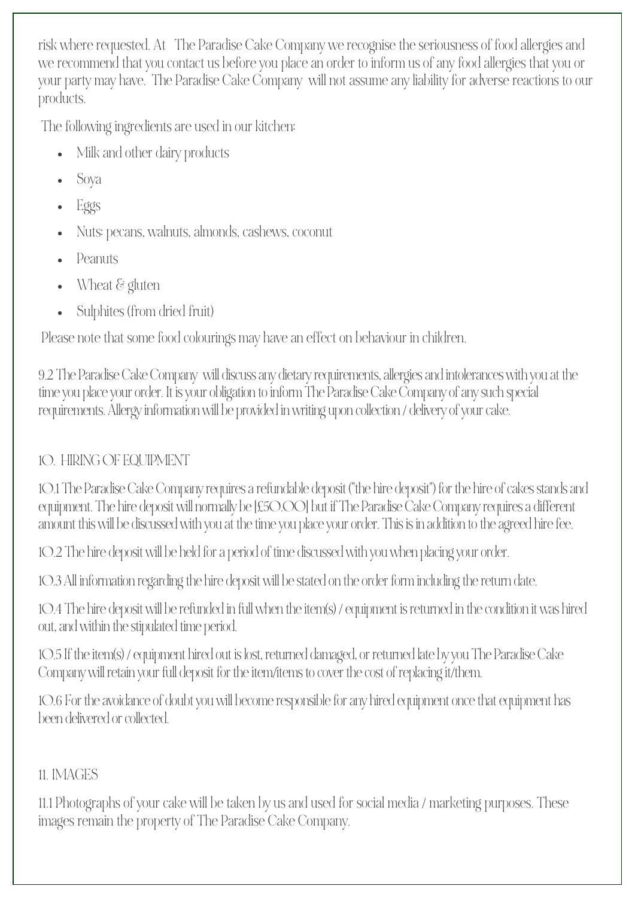risk where requested. At The Paradise Cake Company we recognise the seriousness of food allergies and we recommend that you contact us before you place an order to inform us of any food allergies that you or your party may have. The Paradise Cake Company will not assume any liability for adverse reactions to our products.

The following ingredients are used in our kitchen:

- Milk and other dairy products
- Soya
- Eggs
- Nuts: pecans, walnuts, almonds, cashews, coconut
- Peanuts
- Wheat & gluten
- Sulphites (from dried fruit)

Please note that some food colourings may have an effect on behaviour in children.

9.2 The Paradise Cake Company will discuss any dietary requirements, allergies and intolerances with you at the time you place your order. It is your obligation to inform The Paradise Cake Company of any such special requirements. Allergy information will be provided in writing upon collection / delivery of your cake.

## 10. HIRING OF EQUIPMENT

10.1 The Paradise Cake Company requires a refundable deposit ("the hire deposit") for the hire of cakes stands and equipment. The hire deposit will normally be [£50.00] but if The Paradise Cake Company requires a different amount this will be discussed with you at the time you place your order. This is in addition to the agreed hire fee.

10.2 The hire deposit will be held for a period of time discussed with you when placing your order.

10.3 All information regarding the hire deposit will be stated on the order form including the return date.

10.4 The hire deposit will be refunded in full when the item(s) / equipment is returned in the condition it was hired out, and within the stipulated time period.

10.5 If the item(s) / equipment hired out is lost, returned damaged, or returned late by you The Paradise Cake Company will retain your full deposit for the item/items to cover the cost of replacing it/them.

10.6 For the avoidance of doubt you will become responsible for any hired equipment once that equipment has been delivered or collected.

## 11. IMAGES

11.1 Photographs of your cake will be taken by us and used for social media / marketing purposes. These images remain the property of The Paradise Cake Company.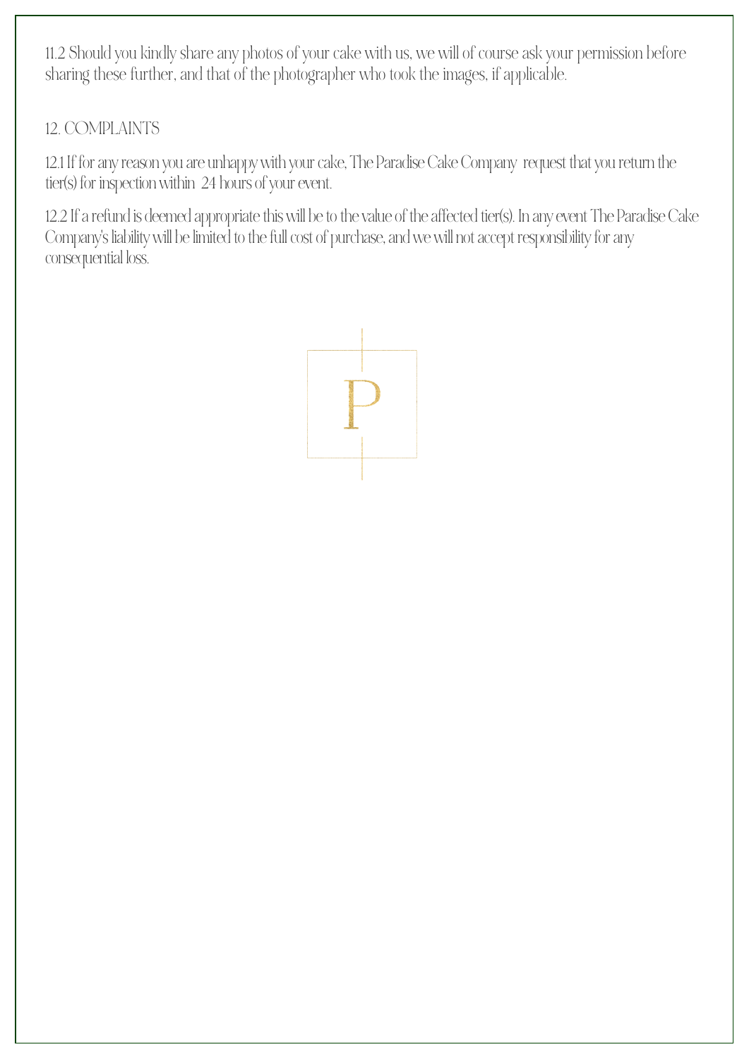11.2 Should you kindly share any photos of your cake with us, we will of course ask your permission before sharing these further, and that of the photographer who took the images, if applicable.

## 12. COMPLAINTS

12.1 If for any reason you are unhappy with your cake, The Paradise Cake Company request that you return the tier(s) for inspection within 24 hours of your event.

12.2 If a refund is deemed appropriate this will be to the value of the affected tier(s). In any event The Paradise Cake Company's liability will be limited to the full cost of purchase, and we will not accept responsibility for any consequential loss.